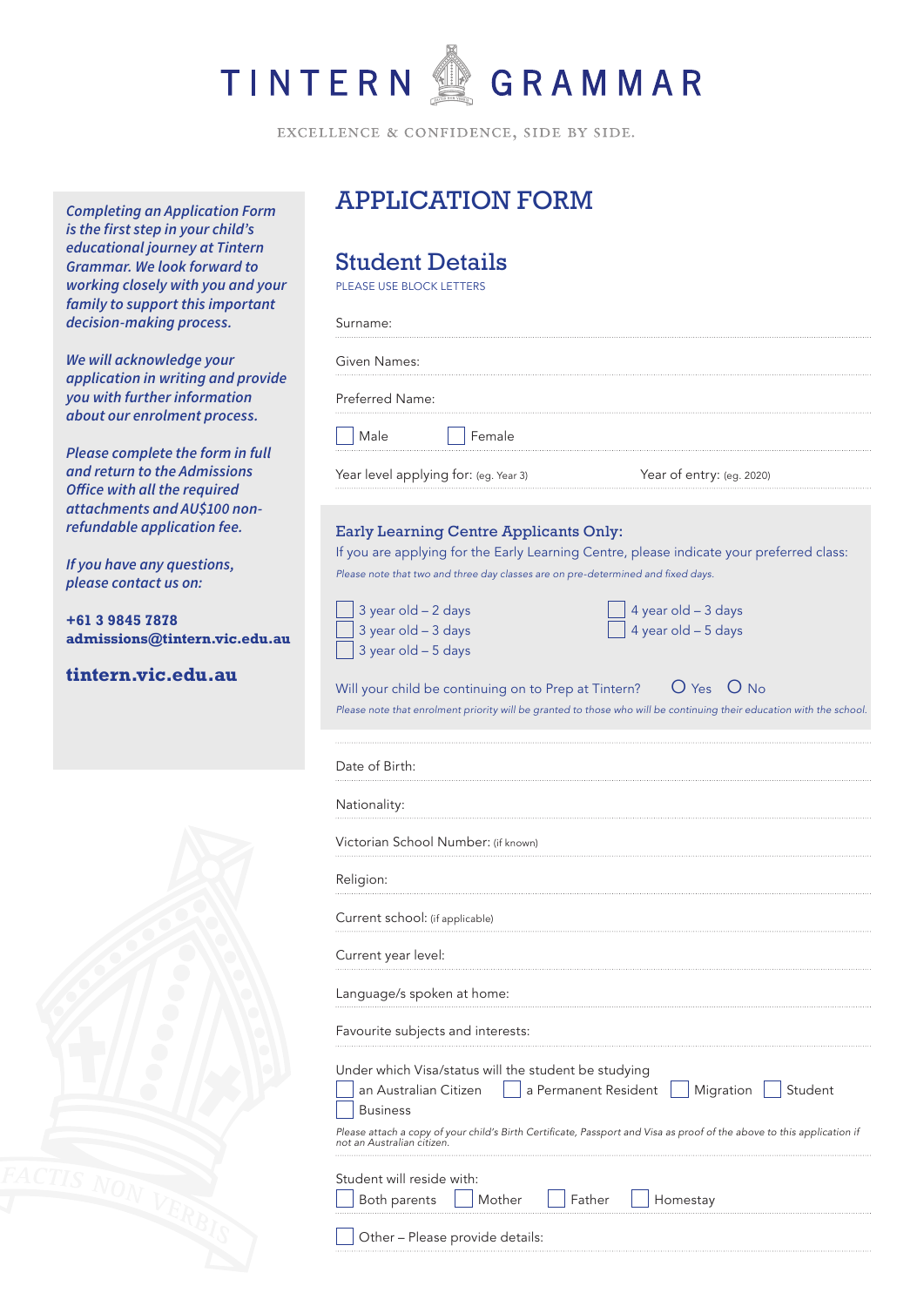# TINTERN GRAMMAR

EXCELLENCE & CONFIDENCE, SIDE BY SIDE.

*Completing an Application Form is the first step in your child's educational journey at Tintern Grammar. We look forward to working closely with you and your family to support this important decision-making process.*

*We will acknowledge your application in writing and provide you with further information about our enrolment process.*

*Please complete the form in full and return to the Admissions Office with all the required attachments and AU$100 non-refundable application fee.*

*If you have any questions, please contact us on:*

**+61 3 9845 7878**
**admissions@tintern.vic.edu.au**

**tintern.vic.edu.au**

# APPLICATION FORM

## Student Details

PLEASE USE BLOCK LETTERS

Surname:

Given Names:

Preferred Name:

☐ Male ☐ Female

Year level applying for: (eg. Year 3) Year of entry: (eg. 2020)

### Early Learning Centre Applicants Only:

If you are applying for the Early Learning Centre, please indicate your preferred class:

*Please note that two and three day classes are on pre-determined and fixed days.*

☐ 3 year old – 2 days
☐ 3 year old – 3 days
☐ 3 year old – 5 days
☐ 4 year old – 3 days
☐ 4 year old – 5 days

Will your child be continuing on to Prep at Tintern? ○ Yes ○ No

*Please note that enrolment priority will be granted to those who will be continuing their education with the school.*

Date of Birth:

Nationality:

Victorian School Number: (if known)

Religion:

Current school: (if applicable)

Current year level:

Language/s spoken at home:

Favourite subjects and interests:

Under which Visa/status will the student be studying

☐ an Australian Citizen ☐ a Permanent Resident ☐ Migration ☐ Student ☐ Business

*Please attach a copy of your child's Birth Certificate, Passport and Visa as proof of the above to this application if not an Australian citizen.*

Student will reside with:

☐ Both parents ☐ Mother ☐ Father ☐ Homestay

☐ Other – Please provide details: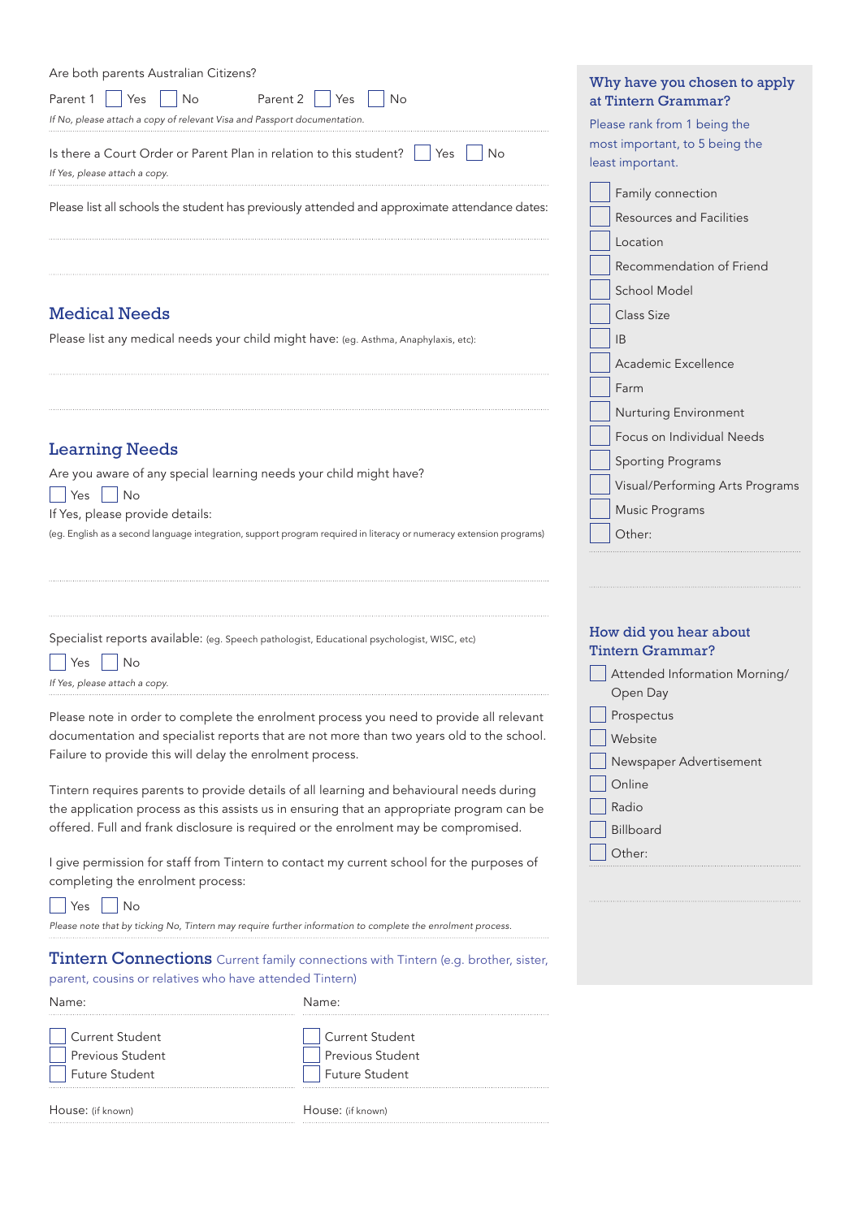Are both parents Australian Citizens?

Parent 1 ☐ Yes ☐ No    Parent 2 ☐ Yes ☐ No

*If No, please attach a copy of relevant Visa and Passport documentation.*

Is there a Court Order or Parent Plan in relation to this student? ☐ Yes ☐ No

*If Yes, please attach a copy.*

Please list all schools the student has previously attended and approximate attendance dates:

## Medical Needs

Please list any medical needs your child might have: (eg. Asthma, Anaphylaxis, etc):

## Learning Needs

Are you aware of any special learning needs your child might have?

☐ Yes ☐ No

If Yes, please provide details:

(eg. English as a second language integration, support program required in literacy or numeracy extension programs)

Specialist reports available: (eg. Speech pathologist, Educational psychologist, WISC, etc)

☐ Yes ☐ No

*If Yes, please attach a copy.*

Please note in order to complete the enrolment process you need to provide all relevant documentation and specialist reports that are not more than two years old to the school. Failure to provide this will delay the enrolment process.

Tintern requires parents to provide details of all learning and behavioural needs during the application process as this assists us in ensuring that an appropriate program can be offered. Full and frank disclosure is required or the enrolment may be compromised.

I give permission for staff from Tintern to contact my current school for the purposes of completing the enrolment process:

☐ Yes ☐ No

*Please note that by ticking No, Tintern may require further information to complete the enrolment process.*

## Tintern Connections

Current family connections with Tintern (e.g. brother, sister, parent, cousins or relatives who have attended Tintern)

Name:

☐ Current Student
☐ Previous Student
☐ Future Student

House: (if known)

Name:

☐ Current Student
☐ Previous Student
☐ Future Student

House: (if known)

## Why have you chosen to apply at Tintern Grammar?

Please rank from 1 being the most important, to 5 being the least important.

☐ Family connection
☐ Resources and Facilities
☐ Location
☐ Recommendation of Friend
☐ School Model
☐ Class Size
☐ IB
☐ Academic Excellence
☐ Farm
☐ Nurturing Environment
☐ Focus on Individual Needs
☐ Sporting Programs
☐ Visual/Performing Arts Programs
☐ Music Programs
☐ Other:

## How did you hear about Tintern Grammar?

☐ Attended Information Morning/ Open Day
☐ Prospectus
☐ Website
☐ Newspaper Advertisement
☐ Online
☐ Radio
☐ Billboard
☐ Other: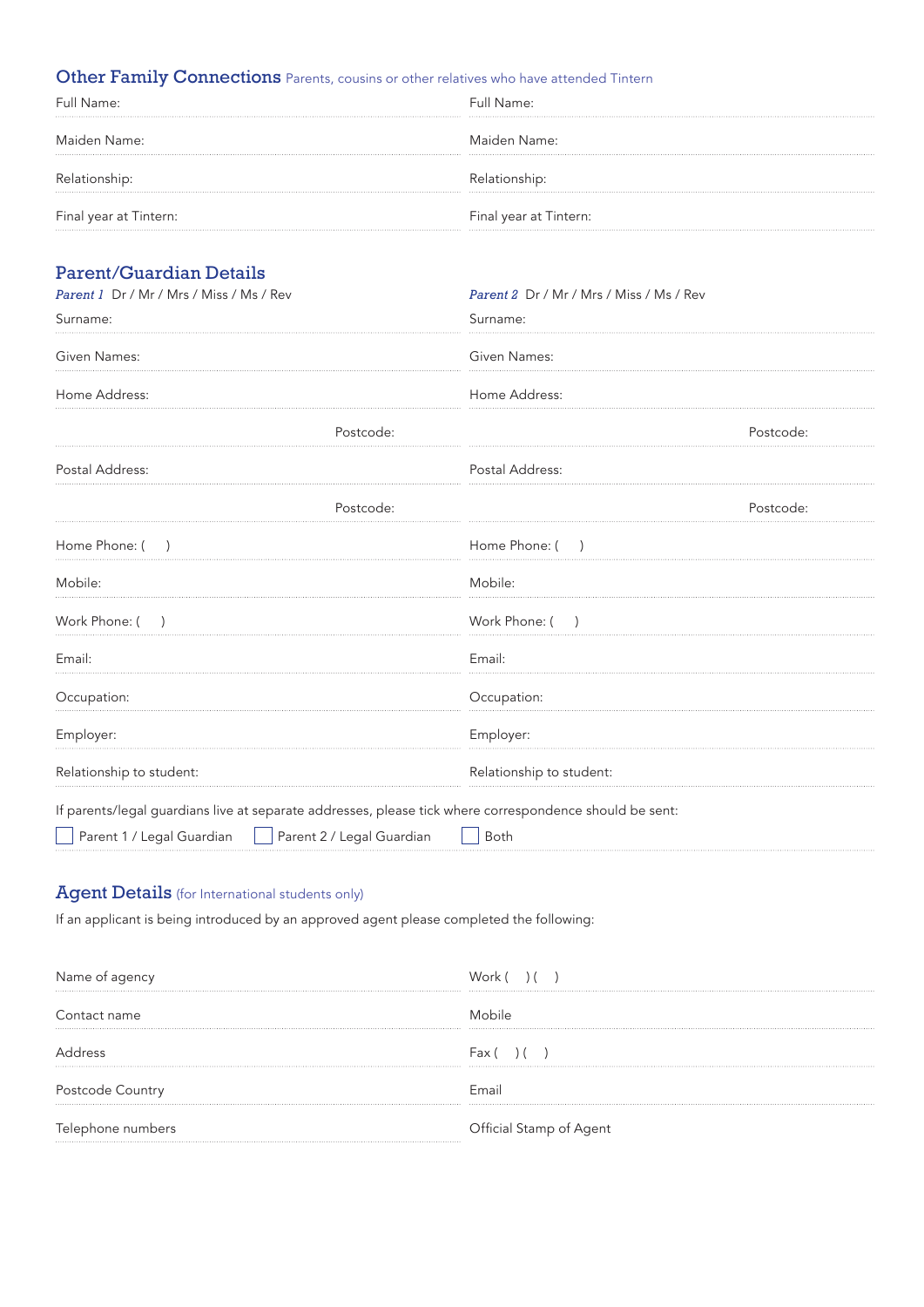## Other Family Connections Parents, cousins or other relatives who have attended Tintern

| Full Name: | Full Name: |
|---|---|
| Maiden Name: | Maiden Name: |
| Relationship: | Relationship: |
| Final year at Tintern: | Final year at Tintern: |

## Parent/Guardian Details

| *Parent 1* Dr / Mr / Mrs / Miss / Ms / Rev | *Parent 2* Dr / Mr / Mrs / Miss / Ms / Rev |
|---|---|
| Surname: | Surname: |
| Given Names: | Given Names: |
| Home Address: | Home Address: |
| Postcode: | Postcode: |
| Postal Address: | Postal Address: |
| Postcode: | Postcode: |
| Home Phone: ( ) | Home Phone: ( ) |
| Mobile: | Mobile: |
| Work Phone: ( ) | Work Phone: ( ) |
| Email: | Email: |
| Occupation: | Occupation: |
| Employer: | Employer: |
| Relationship to student: | Relationship to student: |

If parents/legal guardians live at separate addresses, please tick where correspondence should be sent:

☐ Parent 1 / Legal Guardian ☐ Parent 2 / Legal Guardian ☐ Both

## Agent Details (for International students only)

If an applicant is being introduced by an approved agent please completed the following:

| Name of agency | Work ( ) ( ) |
|---|---|
| Contact name | Mobile |
| Address | Fax ( ) ( ) |
| Postcode Country | Email |
| Telephone numbers | Official Stamp of Agent |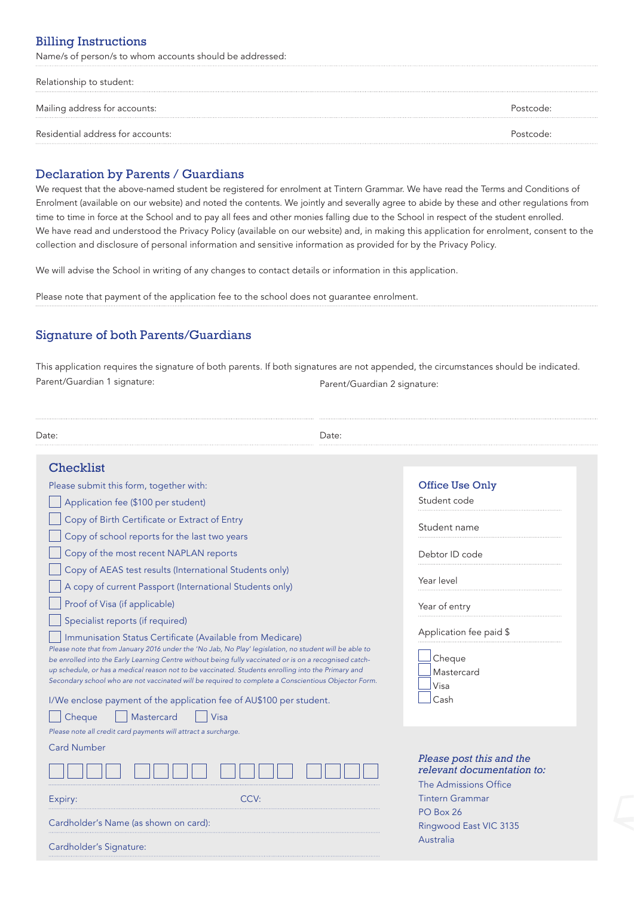## Billing Instructions

Name/s of person/s to whom accounts should be addressed:

Relationship to student:

Mailing address for accounts: Postcode:

Residential address for accounts: Postcode:

## Declaration by Parents / Guardians

We request that the above-named student be registered for enrolment at Tintern Grammar. We have read the Terms and Conditions of Enrolment (available on our website) and noted the contents. We jointly and severally agree to abide by these and other regulations from time to time in force at the School and to pay all fees and other monies falling due to the School in respect of the student enrolled.
We have read and understood the Privacy Policy (available on our website) and, in making this application for enrolment, consent to the collection and disclosure of personal information and sensitive information as provided for by the Privacy Policy.

We will advise the School in writing of any changes to contact details or information in this application.

Please note that payment of the application fee to the school does not guarantee enrolment.

## Signature of both Parents/Guardians

This application requires the signature of both parents. If both signatures are not appended, the circumstances should be indicated.

Parent/Guardian 1 signature:

Date:

Parent/Guardian 2 signature:

Date:

## Checklist

Please submit this form, together with:

- ☐ Application fee ($100 per student)
- ☐ Copy of Birth Certificate or Extract of Entry
- ☐ Copy of school reports for the last two years
- ☐ Copy of the most recent NAPLAN reports
- ☐ Copy of AEAS test results (International Students only)
- ☐ A copy of current Passport (International Students only)
- ☐ Proof of Visa (if applicable)
- ☐ Specialist reports (if required)
- ☐ Immunisation Status Certificate (Available from Medicare)

*Please note that from January 2016 under the 'No Jab, No Play' legislation, no student will be able to be enrolled into the Early Learning Centre without being fully vaccinated or is on a recognised catch-up schedule, or has a medical reason not to be vaccinated. Students enrolling into the Primary and Secondary school who are not vaccinated will be required to complete a Conscientious Objector Form.*

I/We enclose payment of the application fee of AU$100 per student.

☐ Cheque ☐ Mastercard ☐ Visa

*Please note all credit card payments will attract a surcharge.*

Card Number

☐☐☐☐ ☐☐☐☐ ☐☐☐☐ ☐☐☐☐

Expiry: CCV:

Cardholder's Name (as shown on card):

Cardholder's Signature:

### Office Use Only

Student code

Student name

Debtor ID code

Year level

Year of entry

Application fee paid $

- ☐ Cheque
- ☐ Mastercard
- ☐ Visa
- ☐ Cash

***Please post this and the relevant documentation to:***

The Admissions Office
Tintern Grammar
PO Box 26
Ringwood East VIC 3135
Australia